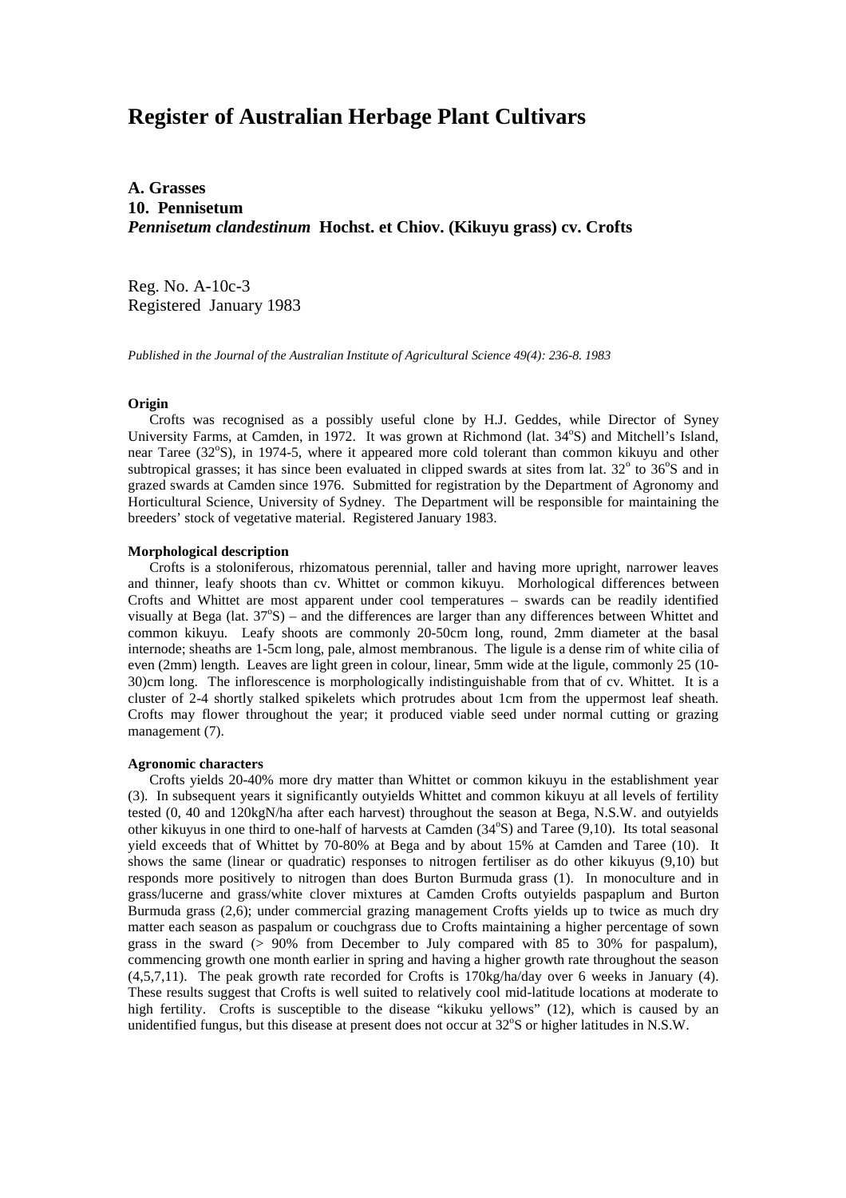# Register of Australian Herbage Plant Cultivars

## A. Grasses

## 10. Pennisetum

## *Pennisetum clandestinum* Hochst. et Chiov. (Kikuyu grass) cv. Crofts

Reg. No. A-10c-3
Registered January 1983

*Published in the Journal of the Australian Institute of Agricultural Science 49(4): 236-8. 1983*

**Origin**

Crofts was recognised as a possibly useful clone by H.J. Geddes, while Director of Syney University Farms, at Camden, in 1972. It was grown at Richmond (lat. 34°S) and Mitchell's Island, near Taree (32°S), in 1974-5, where it appeared more cold tolerant than common kikuyu and other subtropical grasses; it has since been evaluated in clipped swards at sites from lat. 32° to 36°S and in grazed swards at Camden since 1976. Submitted for registration by the Department of Agronomy and Horticultural Science, University of Sydney. The Department will be responsible for maintaining the breeders' stock of vegetative material. Registered January 1983.

**Morphological description**

Crofts is a stoloniferous, rhizomatous perennial, taller and having more upright, narrower leaves and thinner, leafy shoots than cv. Whittet or common kikuyu. Morhological differences between Crofts and Whittet are most apparent under cool temperatures – swards can be readily identified visually at Bega (lat. 37°S) – and the differences are larger than any differences between Whittet and common kikuyu. Leafy shoots are commonly 20-50cm long, round, 2mm diameter at the basal internode; sheaths are 1-5cm long, pale, almost membranous. The ligule is a dense rim of white cilia of even (2mm) length. Leaves are light green in colour, linear, 5mm wide at the ligule, commonly 25 (10-30)cm long. The inflorescence is morphologically indistinguishable from that of cv. Whittet. It is a cluster of 2-4 shortly stalked spikelets which protrudes about 1cm from the uppermost leaf sheath. Crofts may flower throughout the year; it produced viable seed under normal cutting or grazing management (7).

**Agronomic characters**

Crofts yields 20-40% more dry matter than Whittet or common kikuyu in the establishment year (3). In subsequent years it significantly outyields Whittet and common kikuyu at all levels of fertility tested (0, 40 and 120kgN/ha after each harvest) throughout the season at Bega, N.S.W. and outyields other kikuyus in one third to one-half of harvests at Camden (34°S) and Taree (9,10). Its total seasonal yield exceeds that of Whittet by 70-80% at Bega and by about 15% at Camden and Taree (10). It shows the same (linear or quadratic) responses to nitrogen fertiliser as do other kikuyus (9,10) but responds more positively to nitrogen than does Burton Burmuda grass (1). In monoculture and in grass/lucerne and grass/white clover mixtures at Camden Crofts outyields paspaplum and Burton Burmuda grass (2,6); under commercial grazing management Crofts yields up to twice as much dry matter each season as paspalum or couchgrass due to Crofts maintaining a higher percentage of sown grass in the sward (> 90% from December to July compared with 85 to 30% for paspalum), commencing growth one month earlier in spring and having a higher growth rate throughout the season (4,5,7,11). The peak growth rate recorded for Crofts is 170kg/ha/day over 6 weeks in January (4). These results suggest that Crofts is well suited to relatively cool mid-latitude locations at moderate to high fertility. Crofts is susceptible to the disease "kikuku yellows" (12), which is caused by an unidentified fungus, but this disease at present does not occur at 32°S or higher latitudes in N.S.W.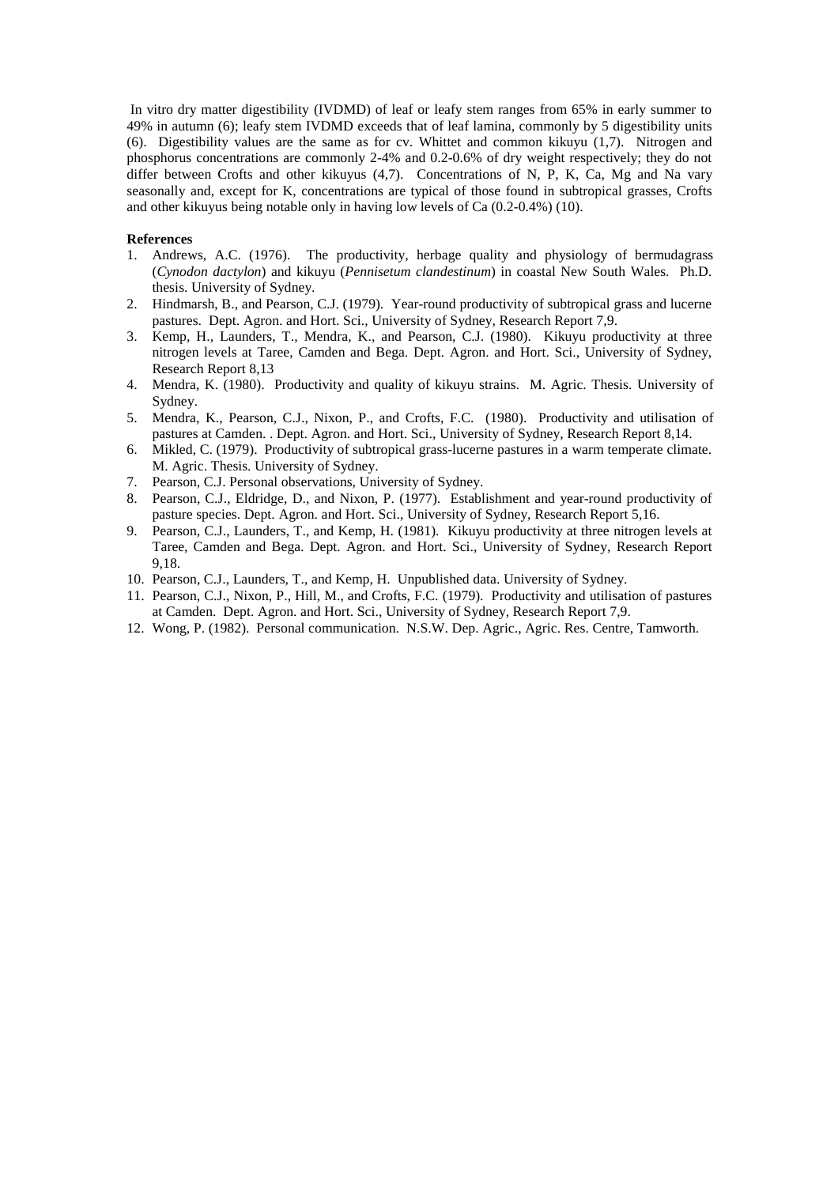In vitro dry matter digestibility (IVDMD) of leaf or leafy stem ranges from 65% in early summer to 49% in autumn (6); leafy stem IVDMD exceeds that of leaf lamina, commonly by 5 digestibility units (6). Digestibility values are the same as for cv. Whittet and common kikuyu (1,7). Nitrogen and phosphorus concentrations are commonly 2-4% and 0.2-0.6% of dry weight respectively; they do not differ between Crofts and other kikuyus (4,7). Concentrations of N, P, K, Ca, Mg and Na vary seasonally and, except for K, concentrations are typical of those found in subtropical grasses, Crofts and other kikuyus being notable only in having low levels of Ca (0.2-0.4%) (10).

**References**

1. Andrews, A.C. (1976). The productivity, herbage quality and physiology of bermudagrass (*Cynodon dactylon*) and kikuyu (*Pennisetum clandestinum*) in coastal New South Wales. Ph.D. thesis. University of Sydney.
2. Hindmarsh, B., and Pearson, C.J. (1979). Year-round productivity of subtropical grass and lucerne pastures. Dept. Agron. and Hort. Sci., University of Sydney, Research Report 7,9.
3. Kemp, H., Launders, T., Mendra, K., and Pearson, C.J. (1980). Kikuyu productivity at three nitrogen levels at Taree, Camden and Bega. Dept. Agron. and Hort. Sci., University of Sydney, Research Report 8,13
4. Mendra, K. (1980). Productivity and quality of kikuyu strains. M. Agric. Thesis. University of Sydney.
5. Mendra, K., Pearson, C.J., Nixon, P., and Crofts, F.C. (1980). Productivity and utilisation of pastures at Camden. . Dept. Agron. and Hort. Sci., University of Sydney, Research Report 8,14.
6. Mikled, C. (1979). Productivity of subtropical grass-lucerne pastures in a warm temperate climate. M. Agric. Thesis. University of Sydney.
7. Pearson, C.J. Personal observations, University of Sydney.
8. Pearson, C.J., Eldridge, D., and Nixon, P. (1977). Establishment and year-round productivity of pasture species. Dept. Agron. and Hort. Sci., University of Sydney, Research Report 5,16.
9. Pearson, C.J., Launders, T., and Kemp, H. (1981). Kikuyu productivity at three nitrogen levels at Taree, Camden and Bega. Dept. Agron. and Hort. Sci., University of Sydney, Research Report 9,18.
10. Pearson, C.J., Launders, T., and Kemp, H. Unpublished data. University of Sydney.
11. Pearson, C.J., Nixon, P., Hill, M., and Crofts, F.C. (1979). Productivity and utilisation of pastures at Camden. Dept. Agron. and Hort. Sci., University of Sydney, Research Report 7,9.
12. Wong, P. (1982). Personal communication. N.S.W. Dep. Agric., Agric. Res. Centre, Tamworth.